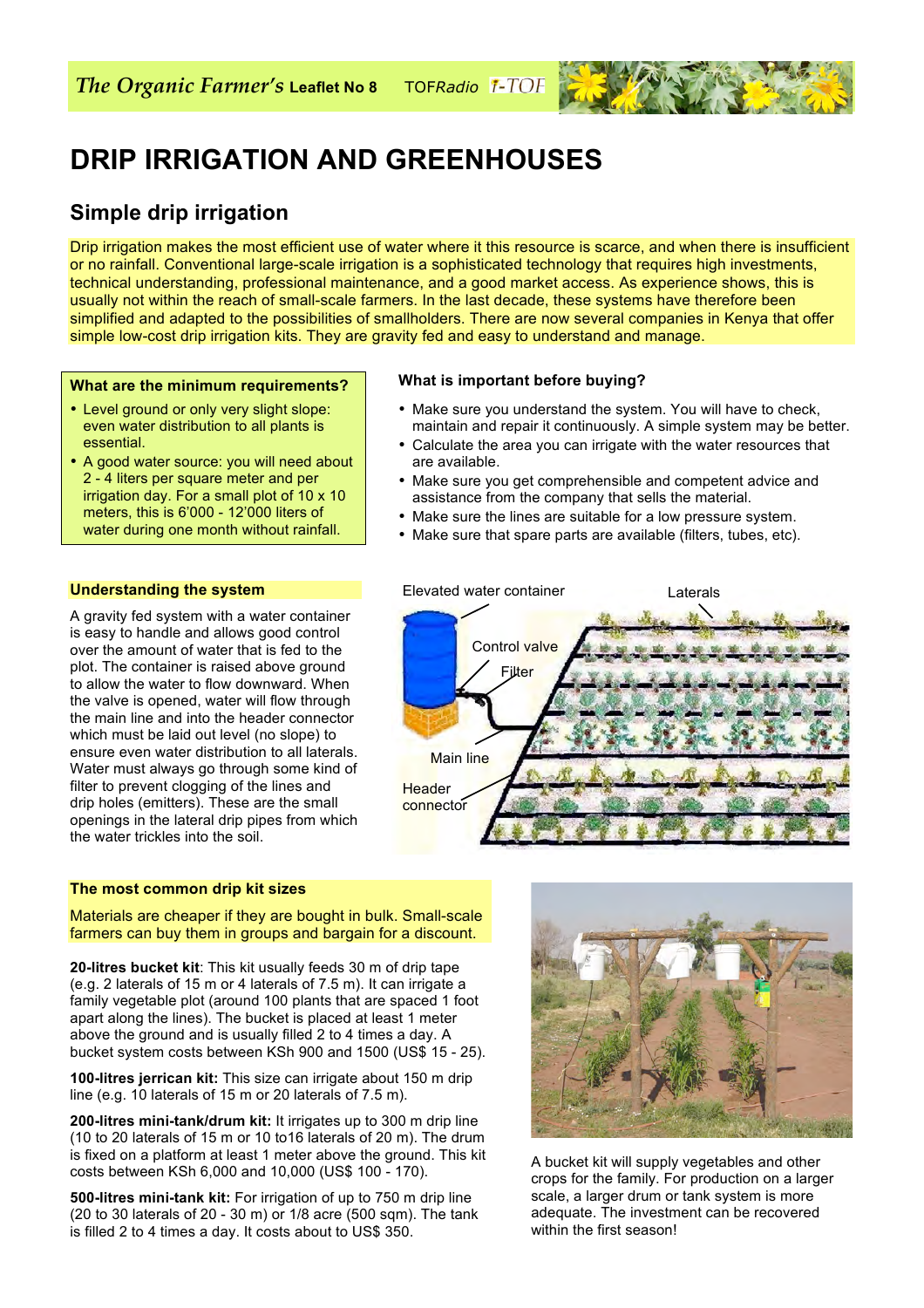*The Organic Farmer's* **Leaflet No 8** TOF*Radio* i-TOF

# DRIP IRRIGATION AND GREENHOUSES

## Simple drip irrigation

Drip irrigation makes the most efficient use of water where it this resource is scarce, and when there is insufficient or no rainfall. Conventional large-scale irrigation is a sophisticated technology that requires high investments, technical understanding, professional maintenance, and a good market access. As experience shows, this is usually not within the reach of small-scale farmers. In the last decade, these systems have therefore been simplified and adapted to the possibilities of smallholders. There are now several companies in Kenya that offer simple low-cost drip irrigation kits. They are gravity fed and easy to understand and manage.

### What are the minimum requirements?

- Level ground or only very slight slope: even water distribution to all plants is essential.
- A good water source: you will need about 2 - 4 liters per square meter and per irrigation day. For a small plot of 10 x 10 meters, this is 6'000 - 12'000 liters of water during one month without rainfall.

### What is important before buying?

- Make sure you understand the system. You will have to check, maintain and repair it continuously. A simple system may be better.
- Calculate the area you can irrigate with the water resources that are available.
- Make sure you get comprehensible and competent advice and assistance from the company that sells the material.
- Make sure the lines are suitable for a low pressure system.
- Make sure that spare parts are available (filters, tubes, etc).

### Understanding the system

A gravity fed system with a water container is easy to handle and allows good control over the amount of water that is fed to the plot. The container is raised above ground to allow the water to flow downward. When the valve is opened, water will flow through the main line and into the header connector which must be laid out level (no slope) to ensure even water distribution to all laterals. Water must always go through some kind of filter to prevent clogging of the lines and drip holes (emitters). These are the small openings in the lateral drip pipes from which the water trickles into the soil.

Elevated water container — Laterals — Control valve — Filter — Main line — Header connector

### The most common drip kit sizes

Materials are cheaper if they are bought in bulk. Small-scale farmers can buy them in groups and bargain for a discount.

**20-litres bucket kit**: This kit usually feeds 30 m of drip tape (e.g. 2 laterals of 15 m or 4 laterals of 7.5 m). It can irrigate a family vegetable plot (around 100 plants that are spaced 1 foot apart along the lines). The bucket is placed at least 1 meter above the ground and is usually filled 2 to 4 times a day. A bucket system costs between KSh 900 and 1500 (US$ 15 - 25).

**100-litres jerrican kit:** This size can irrigate about 150 m drip line (e.g. 10 laterals of 15 m or 20 laterals of 7.5 m).

**200-litres mini-tank/drum kit:** It irrigates up to 300 m drip line (10 to 20 laterals of 15 m or 10 to16 laterals of 20 m). The drum is fixed on a platform at least 1 meter above the ground. This kit costs between KSh 6,000 and 10,000 (US$ 100 - 170).

**500-litres mini-tank kit:** For irrigation of up to 750 m drip line (20 to 30 laterals of 20 - 30 m) or 1/8 acre (500 sqm). The tank is filled 2 to 4 times a day. It costs about to US$ 350.

A bucket kit will supply vegetables and other crops for the family. For production on a larger scale, a larger drum or tank system is more adequate. The investment can be recovered within the first season!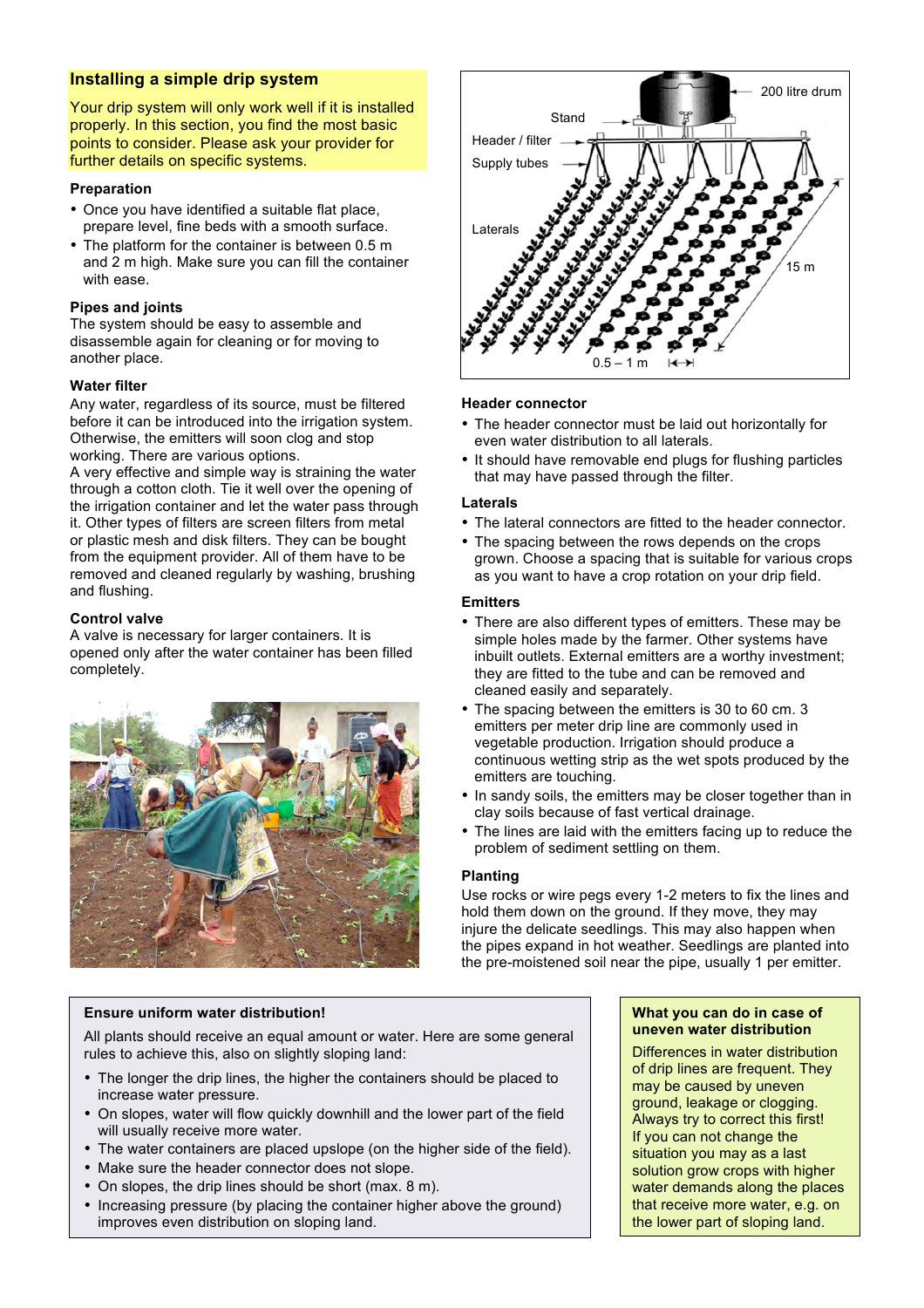## Installing a simple drip system

Your drip system will only work well if it is installed properly. In this section, you find the most basic points to consider. Please ask your provider for further details on specific systems.

### Preparation

- Once you have identified a suitable flat place, prepare level, fine beds with a smooth surface.
- The platform for the container is between 0.5 m and 2 m high. Make sure you can fill the container with ease.

### Pipes and joints

The system should be easy to assemble and disassemble again for cleaning or for moving to another place.

### Water filter

Any water, regardless of its source, must be filtered before it can be introduced into the irrigation system. Otherwise, the emitters will soon clog and stop working. There are various options.

A very effective and simple way is straining the water through a cotton cloth. Tie it well over the opening of the irrigation container and let the water pass through it. Other types of filters are screen filters from metal or plastic mesh and disk filters. They can be bought from the equipment provider. All of them have to be removed and cleaned regularly by washing, brushing and flushing.

### Control valve

A valve is necessary for larger containers. It is opened only after the water container has been filled completely.

### Header connector

- The header connector must be laid out horizontally for even water distribution to all laterals.
- It should have removable end plugs for flushing particles that may have passed through the filter.

### Laterals

- The lateral connectors are fitted to the header connector.
- The spacing between the rows depends on the crops grown. Choose a spacing that is suitable for various crops as you want to have a crop rotation on your drip field.

### Emitters

- There are also different types of emitters. These may be simple holes made by the farmer. Other systems have inbuilt outlets. External emitters are a worthy investment; they are fitted to the tube and can be removed and cleaned easily and separately.
- The spacing between the emitters is 30 to 60 cm. 3 emitters per meter drip line are commonly used in vegetable production. Irrigation should produce a continuous wetting strip as the wet spots produced by the emitters are touching.
- In sandy soils, the emitters may be closer together than in clay soils because of fast vertical drainage.
- The lines are laid with the emitters facing up to reduce the problem of sediment settling on them.

### Planting

Use rocks or wire pegs every 1-2 meters to fix the lines and hold them down on the ground. If they move, they may injure the delicate seedlings. This may also happen when the pipes expand in hot weather. Seedlings are planted into the pre-moistened soil near the pipe, usually 1 per emitter.

### Ensure uniform water distribution!

All plants should receive an equal amount or water. Here are some general rules to achieve this, also on slightly sloping land:

- The longer the drip lines, the higher the containers should be placed to increase water pressure.
- On slopes, water will flow quickly downhill and the lower part of the field will usually receive more water.
- The water containers are placed upslope (on the higher side of the field).
- Make sure the header connector does not slope.
- On slopes, the drip lines should be short (max. 8 m).
- Increasing pressure (by placing the container higher above the ground) improves even distribution on sloping land.

### What you can do in case of uneven water distribution

Differences in water distribution of drip lines are frequent. They may be caused by uneven ground, leakage or clogging. Always try to correct this first! If you can not change the situation you may as a last solution grow crops with higher water demands along the places that receive more water, e.g. on the lower part of sloping land.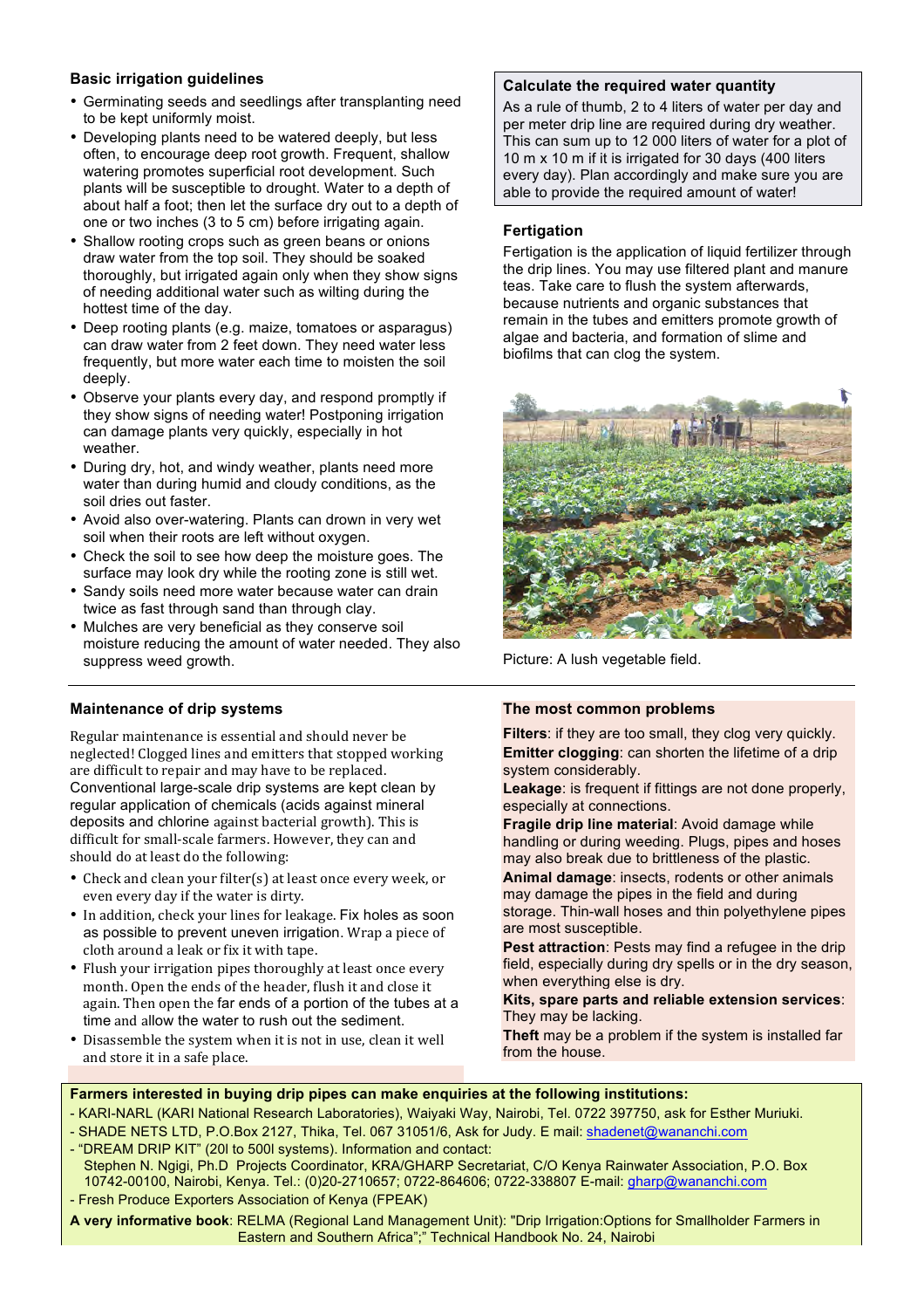## Basic irrigation guidelines

- Germinating seeds and seedlings after transplanting need to be kept uniformly moist.
- Developing plants need to be watered deeply, but less often, to encourage deep root growth. Frequent, shallow watering promotes superficial root development. Such plants will be susceptible to drought. Water to a depth of about half a foot; then let the surface dry out to a depth of one or two inches (3 to 5 cm) before irrigating again.
- Shallow rooting crops such as green beans or onions draw water from the top soil. They should be soaked thoroughly, but irrigated again only when they show signs of needing additional water such as wilting during the hottest time of the day.
- Deep rooting plants (e.g. maize, tomatoes or asparagus) can draw water from 2 feet down. They need water less frequently, but more water each time to moisten the soil deeply.
- Observe your plants every day, and respond promptly if they show signs of needing water! Postponing irrigation can damage plants very quickly, especially in hot weather.
- During dry, hot, and windy weather, plants need more water than during humid and cloudy conditions, as the soil dries out faster.
- Avoid also over-watering. Plants can drown in very wet soil when their roots are left without oxygen.
- Check the soil to see how deep the moisture goes. The surface may look dry while the rooting zone is still wet.
- Sandy soils need more water because water can drain twice as fast through sand than through clay.
- Mulches are very beneficial as they conserve soil moisture reducing the amount of water needed. They also suppress weed growth.

## Calculate the required water quantity

As a rule of thumb, 2 to 4 liters of water per day and per meter drip line are required during dry weather. This can sum up to 12 000 liters of water for a plot of 10 m x 10 m if it is irrigated for 30 days (400 liters every day). Plan accordingly and make sure you are able to provide the required amount of water!

## Fertigation

Fertigation is the application of liquid fertilizer through the drip lines. You may use filtered plant and manure teas. Take care to flush the system afterwards, because nutrients and organic substances that remain in the tubes and emitters promote growth of algae and bacteria, and formation of slime and biofilms that can clog the system.

Picture: A lush vegetable field.

## Maintenance of drip systems

Regular maintenance is essential and should never be neglected! Clogged lines and emitters that stopped working are difficult to repair and may have to be replaced. Conventional large-scale drip systems are kept clean by regular application of chemicals (acids against mineral deposits and chlorine against bacterial growth). This is difficult for small-scale farmers. However, they can and should do at least do the following:

- Check and clean your filter(s) at least once every week, or even every day if the water is dirty.
- In addition, check your lines for leakage. Fix holes as soon as possible to prevent uneven irrigation. Wrap a piece of cloth around a leak or fix it with tape.
- Flush your irrigation pipes thoroughly at least once every month. Open the ends of the header, flush it and close it again. Then open the far ends of a portion of the tubes at a time and allow the water to rush out the sediment.
- Disassemble the system when it is not in use, clean it well and store it in a safe place.

## The most common problems

**Filters**: if they are too small, they clog very quickly.
**Emitter clogging**: can shorten the lifetime of a drip system considerably.
**Leakage**: is frequent if fittings are not done properly, especially at connections.
**Fragile drip line material**: Avoid damage while handling or during weeding. Plugs, pipes and hoses may also break due to brittleness of the plastic.
**Animal damage**: insects, rodents or other animals may damage the pipes in the field and during storage. Thin-wall hoses and thin polyethylene pipes are most susceptible.
**Pest attraction**: Pests may find a refugee in the drip field, especially during dry spells or in the dry season, when everything else is dry.
**Kits, spare parts and reliable extension services**: They may be lacking.
**Theft** may be a problem if the system is installed far from the house.

**Farmers interested in buying drip pipes can make enquiries at the following institutions:**

- KARI-NARL (KARI National Research Laboratories), Waiyaki Way, Nairobi, Tel. 0722 397750, ask for Esther Muriuki.
- SHADE NETS LTD, P.O.Box 2127, Thika, Tel. 067 31051/6, Ask for Judy. E mail: shadenet@wananchi.com
- "DREAM DRIP KIT" (20l to 500l systems). Information and contact:
  Stephen N. Ngigi, Ph.D Projects Coordinator, KRA/GHARP Secretariat, C/O Kenya Rainwater Association, P.O. Box 10742-00100, Nairobi, Kenya. Tel.: (0)20-2710657; 0722-864606; 0722-338807 E-mail: gharp@wananchi.com
- Fresh Produce Exporters Association of Kenya (FPEAK)

**A very informative book**: RELMA (Regional Land Management Unit): "Drip Irrigation:Options for Smallholder Farmers in Eastern and Southern Africa";" Technical Handbook No. 24, Nairobi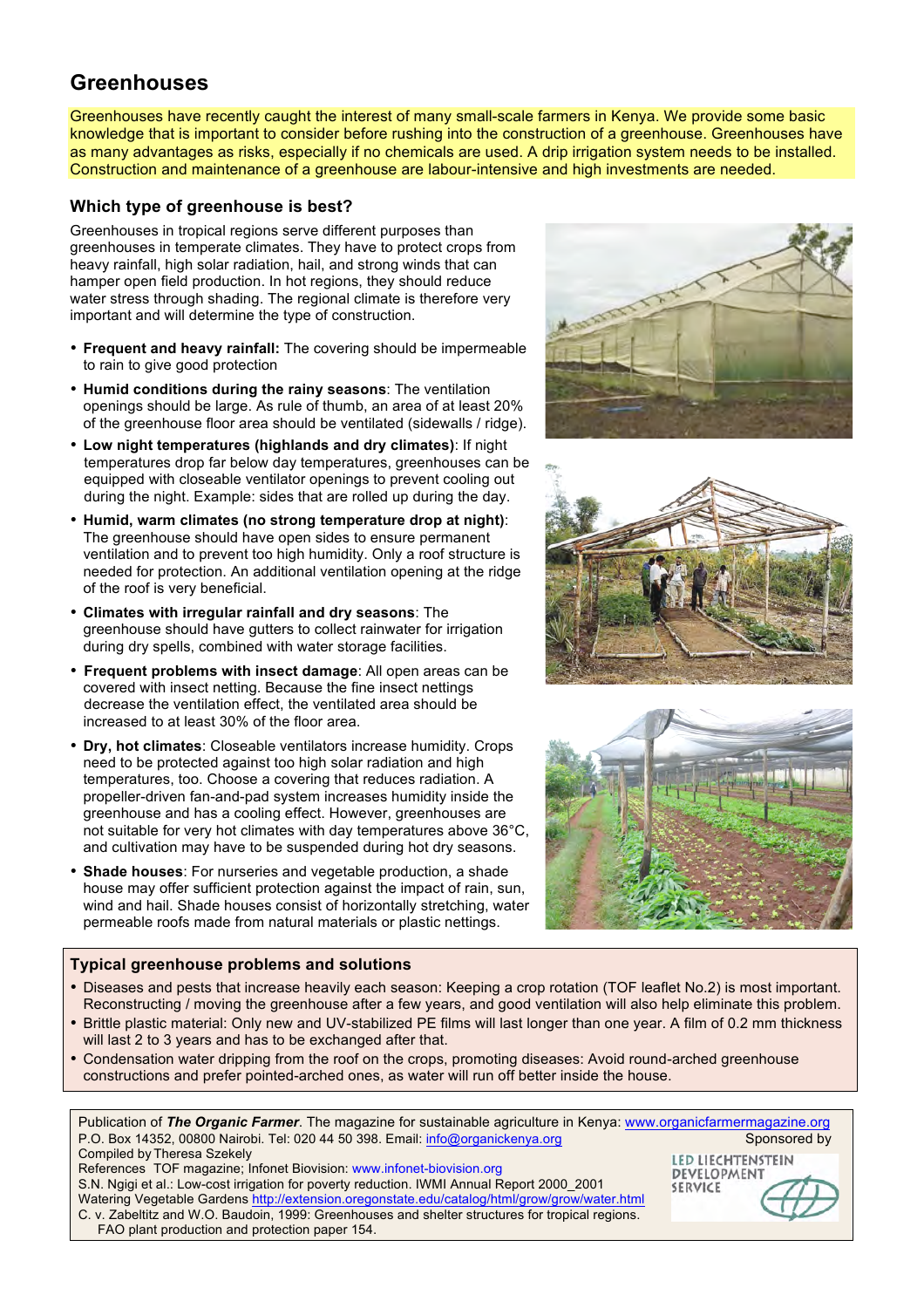# Greenhouses

Greenhouses have recently caught the interest of many small-scale farmers in Kenya. We provide some basic knowledge that is important to consider before rushing into the construction of a greenhouse. Greenhouses have as many advantages as risks, especially if no chemicals are used. A drip irrigation system needs to be installed. Construction and maintenance of a greenhouse are labour-intensive and high investments are needed.

## Which type of greenhouse is best?

Greenhouses in tropical regions serve different purposes than greenhouses in temperate climates. They have to protect crops from heavy rainfall, high solar radiation, hail, and strong winds that can hamper open field production. In hot regions, they should reduce water stress through shading. The regional climate is therefore very important and will determine the type of construction.

- **Frequent and heavy rainfall:** The covering should be impermeable to rain to give good protection
- **Humid conditions during the rainy seasons**: The ventilation openings should be large. As rule of thumb, an area of at least 20% of the greenhouse floor area should be ventilated (sidewalls / ridge).
- **Low night temperatures (highlands and dry climates)**: If night temperatures drop far below day temperatures, greenhouses can be equipped with closeable ventilator openings to prevent cooling out during the night. Example: sides that are rolled up during the day.
- **Humid, warm climates (no strong temperature drop at night)**: The greenhouse should have open sides to ensure permanent ventilation and to prevent too high humidity. Only a roof structure is needed for protection. An additional ventilation opening at the ridge of the roof is very beneficial.
- **Climates with irregular rainfall and dry seasons**: The greenhouse should have gutters to collect rainwater for irrigation during dry spells, combined with water storage facilities.
- **Frequent problems with insect damage**: All open areas can be covered with insect netting. Because the fine insect nettings decrease the ventilation effect, the ventilated area should be increased to at least 30% of the floor area.
- **Dry, hot climates**: Closeable ventilators increase humidity. Crops need to be protected against too high solar radiation and high temperatures, too. Choose a covering that reduces radiation. A propeller-driven fan-and-pad system increases humidity inside the greenhouse and has a cooling effect. However, greenhouses are not suitable for very hot climates with day temperatures above 36°C, and cultivation may have to be suspended during hot dry seasons.
- **Shade houses**: For nurseries and vegetable production, a shade house may offer sufficient protection against the impact of rain, sun, wind and hail. Shade houses consist of horizontally stretching, water permeable roofs made from natural materials or plastic nettings.

## Typical greenhouse problems and solutions

- Diseases and pests that increase heavily each season: Keeping a crop rotation (TOF leaflet No.2) is most important. Reconstructing / moving the greenhouse after a few years, and good ventilation will also help eliminate this problem.
- Brittle plastic material: Only new and UV-stabilized PE films will last longer than one year. A film of 0.2 mm thickness will last 2 to 3 years and has to be exchanged after that.
- Condensation water dripping from the roof on the crops, promoting diseases: Avoid round-arched greenhouse constructions and prefer pointed-arched ones, as water will run off better inside the house.

Publication of ***The Organic Farmer***. The magazine for sustainable agriculture in Kenya: www.organicfarmermagazine.org
P.O. Box 14352, 00800 Nairobi. Tel: 020 44 50 398. Email: info@organickenya.org
Compiled by Theresa Szekely
References TOF magazine; Infonet Biovision: www.infonet-biovision.org
S.N. Ngigi et al.: Low-cost irrigation for poverty reduction. IWMI Annual Report 2000_2001
Watering Vegetable Gardens http://extension.oregonstate.edu/catalog/html/grow/grow/water.html
C. v. Zabeltitz and W.O. Baudoin, 1999: Greenhouses and shelter structures for tropical regions. FAO plant production and protection paper 154.

Sponsored by
LED LIECHTENSTEIN DEVELOPMENT SERVICE